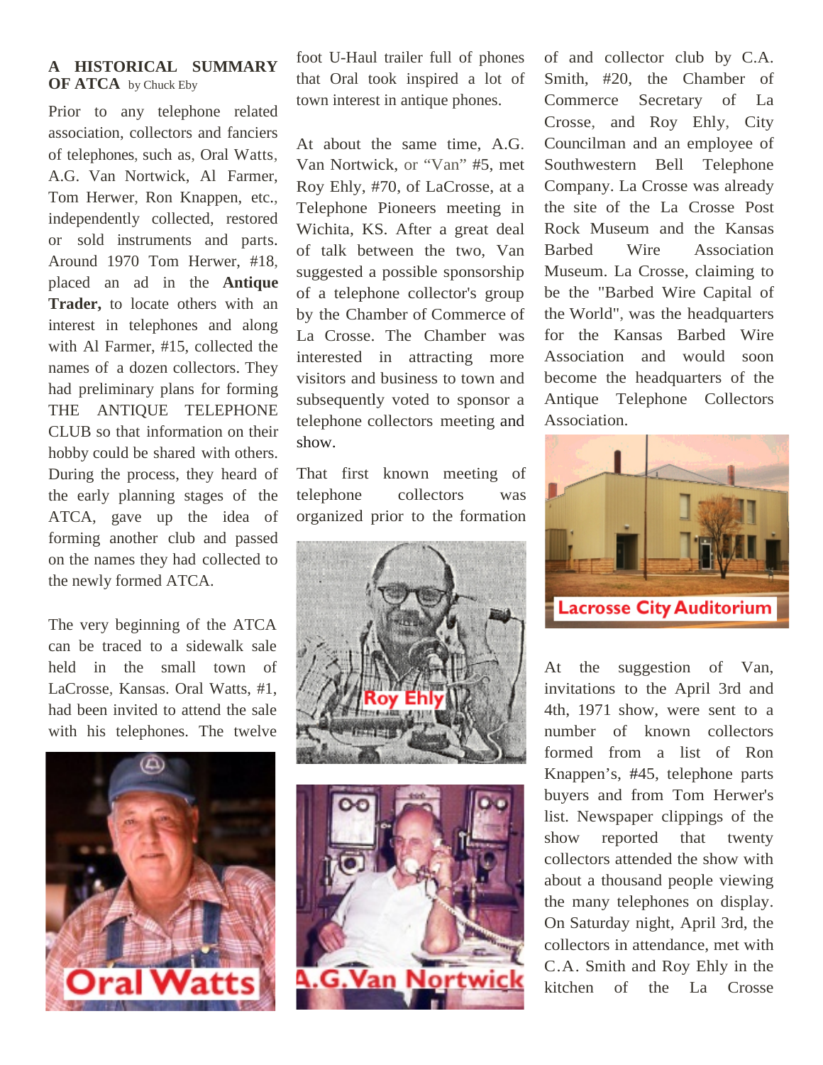**A HISTORICAL SUMMARY OF ATCA** by Chuck Eby

Prior to any telephone related association, collectors and fanciers of telephones, such as, Oral Watts, A.G. Van Nortwick, Al Farmer, Tom Herwer, Ron Knappen, etc., independently collected, restored or sold instruments and parts. Around 1970 Tom Herwer, #18, placed an ad in the **Antique Trader,** to locate others with an interest in telephones and along with Al Farmer, #15, collected the names of a dozen collectors. They had preliminary plans for forming THE ANTIQUE TELEPHONE CLUB so that information on their hobby could be shared with others. During the process, they heard of the early planning stages of the ATCA, gave up the idea of forming another club and passed on the names they had collected to the newly formed ATCA.

The very beginning of the ATCA can be traced to a sidewalk sale held in the small town of LaCrosse, Kansas. Oral Watts, #1, had been invited to attend the sale with his telephones. The twelve foot U-Haul trailer full of phones that Oral took inspired a lot of town interest in antique phones.

Oral Watts

At about the same time, A.G. Van Nortwick, or "Van" #5, met Roy Ehly, #70, of LaCrosse, at a Telephone Pioneers meeting in Wichita, KS. After a great deal of talk between the two, Van suggested a possible sponsorship of a telephone collector's group by the Chamber of Commerce of La Crosse. The Chamber was interested in attracting more visitors and business to town and subsequently voted to sponsor a telephone collectors meeting and show.

That first known meeting of telephone collectors was organized prior to the formation of and collector club by C.A. Smith, #20, the Chamber of Commerce Secretary of La Crosse, and Roy Ehly, City Councilman and an employee of Southwestern Bell Telephone Company. La Crosse was already the site of the La Crosse Post Rock Museum and the Kansas Barbed Wire Association Museum. La Crosse, claiming to be the "Barbed Wire Capital of the World", was the headquarters for the Kansas Barbed Wire Association and would soon become the headquarters of the Antique Telephone Collectors Association.

Roy Ehly

A.G. Van Nortwick

Lacrosse City Auditorium

At the suggestion of Van, invitations to the April 3rd and 4th, 1971 show, were sent to a number of known collectors formed from a list of Ron Knappen's, #45, telephone parts buyers and from Tom Herwer's list. Newspaper clippings of the show reported that twenty collectors attended the show with about a thousand people viewing the many telephones on display. On Saturday night, April 3rd, the collectors in attendance, met with C.A. Smith and Roy Ehly in the kitchen of the La Crosse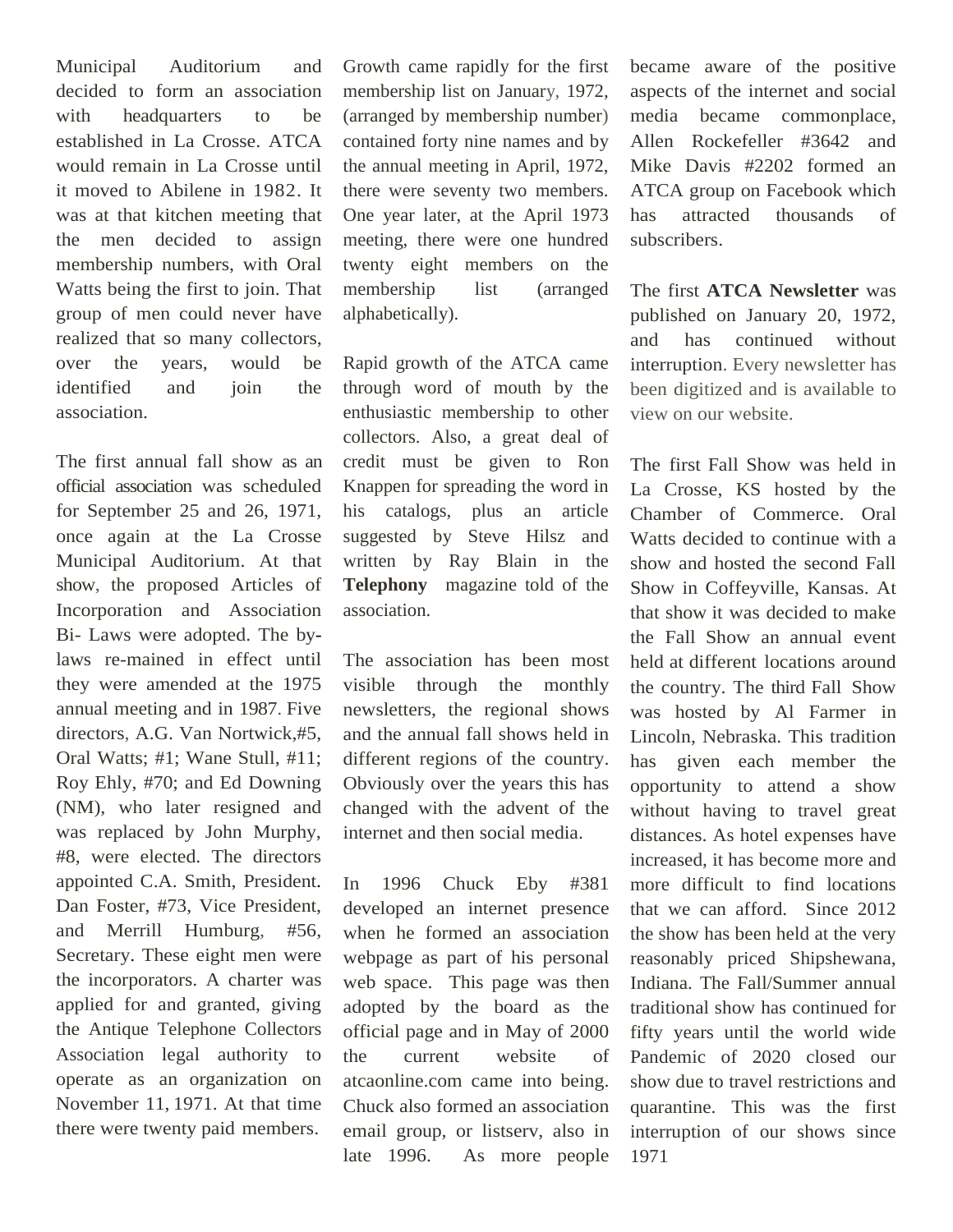Municipal Auditorium and decided to form an association with headquarters to be established in La Crosse. ATCA would remain in La Crosse until it moved to Abilene in 1982. It was at that kitchen meeting that the men decided to assign membership numbers, with Oral Watts being the first to join. That group of men could never have realized that so many collectors, over the years, would be identified and join the association.

The first annual fall show as an official association was scheduled for September 25 and 26, 1971, once again at the La Crosse Municipal Auditorium. At that show, the proposed Articles of Incorporation and Association Bi- Laws were adopted. The by-laws re-mained in effect until they were amended at the 1975 annual meeting and in 1987. Five directors, A.G. Van Nortwick,#5, Oral Watts; #1; Wane Stull, #11; Roy Ehly, #70; and Ed Downing (NM), who later resigned and was replaced by John Murphy, #8, were elected. The directors appointed C.A. Smith, President. Dan Foster, #73, Vice President, and Merrill Humburg, #56, Secretary. These eight men were the incorporators. A charter was applied for and granted, giving the Antique Telephone Collectors Association legal authority to operate as an organization on November 11, 1971. At that time there were twenty paid members.

Growth came rapidly for the first membership list on January, 1972, (arranged by membership number) contained forty nine names and by the annual meeting in April, 1972, there were seventy two members. One year later, at the April 1973 meeting, there were one hundred twenty eight members on the membership list (arranged alphabetically).

Rapid growth of the ATCA came through word of mouth by the enthusiastic membership to other collectors. Also, a great deal of credit must be given to Ron Knappen for spreading the word in his catalogs, plus an article suggested by Steve Hilsz and written by Ray Blain in the **Telephony** magazine told of the association.

The association has been most visible through the monthly newsletters, the regional shows and the annual fall shows held in different regions of the country. Obviously over the years this has changed with the advent of the internet and then social media.

In 1996 Chuck Eby #381 developed an internet presence when he formed an association webpage as part of his personal web space. This page was then adopted by the board as the official page and in May of 2000 the current website of atcaonline.com came into being. Chuck also formed an association email group, or listserv, also in late 1996. As more people became aware of the positive aspects of the internet and social media became commonplace, Allen Rockefeller #3642 and Mike Davis #2202 formed an ATCA group on Facebook which has attracted thousands of subscribers.

The first **ATCA Newsletter** was published on January 20, 1972, and has continued without interruption. Every newsletter has been digitized and is available to view on our website.

The first Fall Show was held in La Crosse, KS hosted by the Chamber of Commerce. Oral Watts decided to continue with a show and hosted the second Fall Show in Coffeyville, Kansas. At that show it was decided to make the Fall Show an annual event held at different locations around the country. The third Fall Show was hosted by Al Farmer in Lincoln, Nebraska. This tradition has given each member the opportunity to attend a show without having to travel great distances. As hotel expenses have increased, it has become more and more difficult to find locations that we can afford. Since 2012 the show has been held at the very reasonably priced Shipshewana, Indiana. The Fall/Summer annual traditional show has continued for fifty years until the world wide Pandemic of 2020 closed our show due to travel restrictions and quarantine. This was the first interruption of our shows since 1971